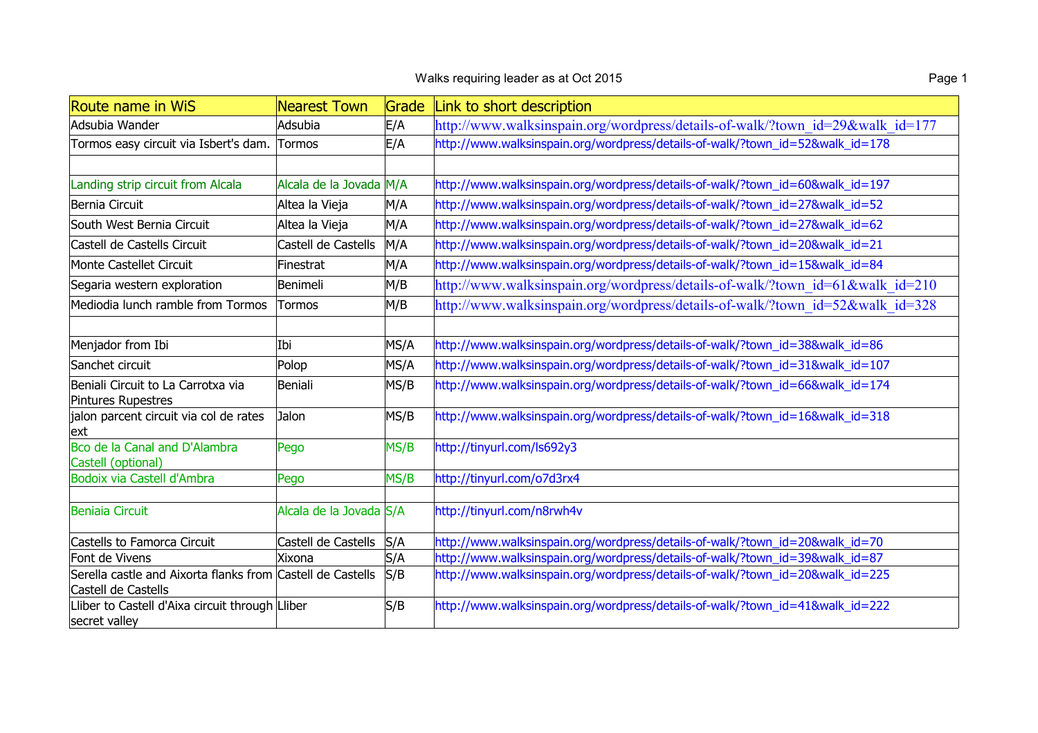Walks requiring leader as at Oct 2015

| Route name in WiS | Nearest Town | Grade | Link to short description |
|---|---|---|---|
| Adsubia Wander | Adsubia | E/A | http://www.walksinspain.org/wordpress/details-of-walk/?town_id=29&walk_id=177 |
| Tormos easy circuit via Isbert's dam. | Tormos | E/A | http://www.walksinspain.org/wordpress/details-of-walk/?town_id=52&walk_id=178 |
| | | | |
| Landing strip circuit from Alcala | Alcala de la Jovada | M/A | http://www.walksinspain.org/wordpress/details-of-walk/?town_id=60&walk_id=197 |
| Bernia Circuit | Altea la Vieja | M/A | http://www.walksinspain.org/wordpress/details-of-walk/?town_id=27&walk_id=52 |
| South West Bernia Circuit | Altea la Vieja | M/A | http://www.walksinspain.org/wordpress/details-of-walk/?town_id=27&walk_id=62 |
| Castell de Castells Circuit | Castell de Castells | M/A | http://www.walksinspain.org/wordpress/details-of-walk/?town_id=20&walk_id=21 |
| Monte Castellet Circuit | Finestrat | M/A | http://www.walksinspain.org/wordpress/details-of-walk/?town_id=15&walk_id=84 |
| Segaria western exploration | Benimeli | M/B | http://www.walksinspain.org/wordpress/details-of-walk/?town_id=61&walk_id=210 |
| Mediodia lunch ramble from Tormos | Tormos | M/B | http://www.walksinspain.org/wordpress/details-of-walk/?town_id=52&walk_id=328 |
| | | | |
| Menjador from Ibi | Ibi | MS/A | http://www.walksinspain.org/wordpress/details-of-walk/?town_id=38&walk_id=86 |
| Sanchet circuit | Polop | MS/A | http://www.walksinspain.org/wordpress/details-of-walk/?town_id=31&walk_id=107 |
| Beniali Circuit to La Carrotxa via Pintures Rupestres | Beniali | MS/B | http://www.walksinspain.org/wordpress/details-of-walk/?town_id=66&walk_id=174 |
| jalon parcent circuit via col de rates ext | Jalon | MS/B | http://www.walksinspain.org/wordpress/details-of-walk/?town_id=16&walk_id=318 |
| Bco de la Canal and D'Alambra Castell (optional) | Pego | MS/B | http://tinyurl.com/ls692y3 |
| Bodoix via Castell d'Ambra | Pego | MS/B | http://tinyurl.com/o7d3rx4 |
| | | | |
| Beniaia Circuit | Alcala de la Jovada | S/A | http://tinyurl.com/n8rwh4v |
| Castells to Famorca Circuit | Castell de Castells | S/A | http://www.walksinspain.org/wordpress/details-of-walk/?town_id=20&walk_id=70 |
| Font de Vivens | Xixona | S/A | http://www.walksinspain.org/wordpress/details-of-walk/?town_id=39&walk_id=87 |
| Serella castle and Aixorta flanks from Castell de Castells | Castell de Castells | S/B | http://www.walksinspain.org/wordpress/details-of-walk/?town_id=20&walk_id=225 |
| Lliber to Castell d'Aixa circuit through secret valley | Lliber | S/B | http://www.walksinspain.org/wordpress/details-of-walk/?town_id=41&walk_id=222 |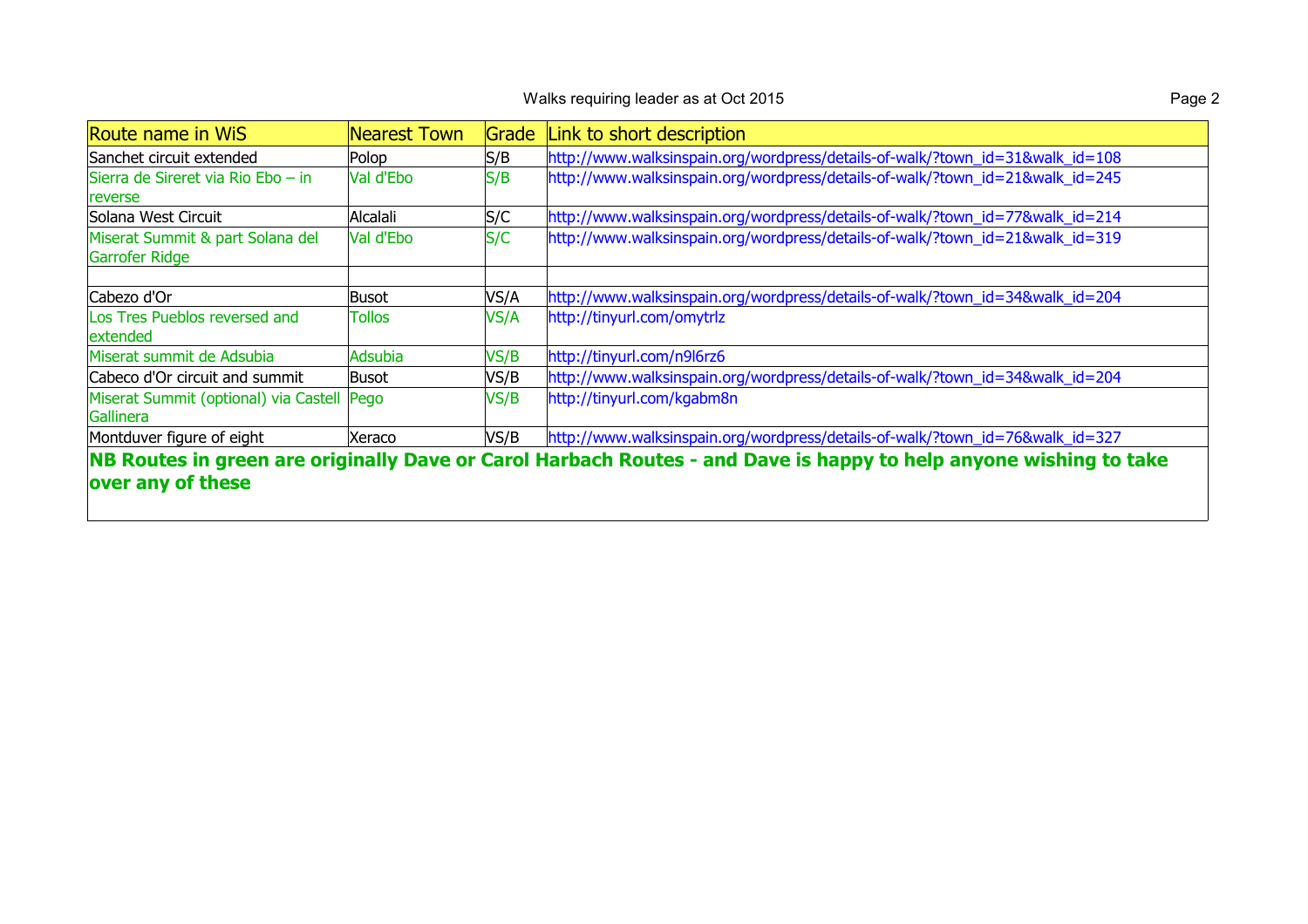| Route name in WiS | Nearest Town | Grade | Link to short description |
|---|---|---|---|
| Sanchet circuit extended | Polop | S/B | http://www.walksinspain.org/wordpress/details-of-walk/?town_id=31&walk_id=108 |
| Sierra de Sireret via Rio Ebo – in reverse | Val d'Ebo | S/B | http://www.walksinspain.org/wordpress/details-of-walk/?town_id=21&walk_id=245 |
| Solana West Circuit | Alcalali | S/C | http://www.walksinspain.org/wordpress/details-of-walk/?town_id=77&walk_id=214 |
| Miserat Summit & part Solana del Garrofer Ridge | Val d'Ebo | S/C | http://www.walksinspain.org/wordpress/details-of-walk/?town_id=21&walk_id=319 |
| | | | |
| Cabezo d'Or | Busot | VS/A | http://www.walksinspain.org/wordpress/details-of-walk/?town_id=34&walk_id=204 |
| Los Tres Pueblos reversed and extended | Tollos | VS/A | http://tinyurl.com/omytrlz |
| Miserat summit de Adsubia | Adsubia | VS/B | http://tinyurl.com/n9l6rz6 |
| Cabeco d'Or circuit and summit | Busot | VS/B | http://www.walksinspain.org/wordpress/details-of-walk/?town_id=34&walk_id=204 |
| Miserat Summit (optional) via Castell Gallinera | Pego | VS/B | http://tinyurl.com/kgabm8n |
| Montduver figure of eight | Xeraco | VS/B | http://www.walksinspain.org/wordpress/details-of-walk/?town_id=76&walk_id=327 |

**NB Routes in green are originally Dave or Carol Harbach Routes - and Dave is happy to help anyone wishing to take over any of these**